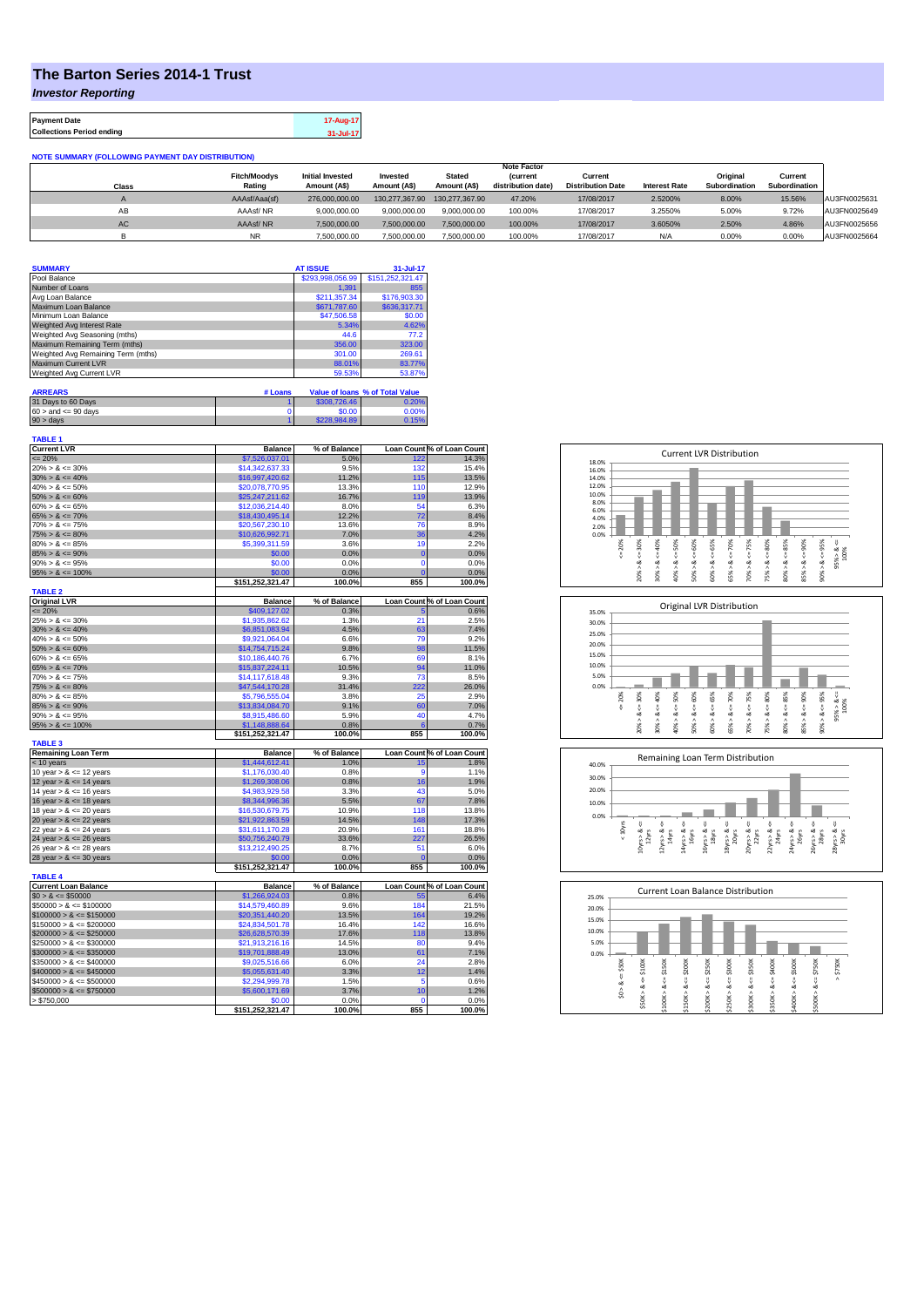# The Barton Series 2014-1 Trust

***Investor Reporting***

| | |
|---|---|
| **Payment Date** | 17-Aug-17 |
| **Collections Period ending** | 31-Jul-17 |

**NOTE SUMMARY (FOLLOWING PAYMENT DAY DISTRIBUTION)**

| Class | Fitch/Moodys Rating | Initial Invested Amount (A$) | Invested Amount (A$) | Stated Amount (A$) | Note Factor (current distribution date) | Current Distribution Date | Interest Rate | Original Subordination | Current Subordination | |
|---|---|---|---|---|---|---|---|---|---|---|
| A | AAAsf/Aaa(sf) | 276,000,000.00 | 130,277,367.90 | 130,277,367.90 | 47.20% | 17/08/2017 | 2.5200% | 8.00% | 15.56% | AU3FN0025631 |
| AB | AAAsf/ NR | 9,000,000.00 | 9,000,000.00 | 9,000,000.00 | 100.00% | 17/08/2017 | 3.2550% | 5.00% | 9.72% | AU3FN0025649 |
| AC | AAAsf/ NR | 7,500,000.00 | 7,500,000.00 | 7,500,000.00 | 100.00% | 17/08/2017 | 3.6050% | 2.50% | 4.86% | AU3FN0025656 |
| B | NR | 7,500,000.00 | 7,500,000.00 | 7,500,000.00 | 100.00% | 17/08/2017 | N/A | 0.00% | 0.00% | AU3FN0025664 |

| SUMMARY | AT ISSUE | 31-Jul-17 |
|---|---|---|
| Pool Balance | $293,998,056.99 | $151,252,321.47 |
| Number of Loans | 1,391 | 855 |
| Avg Loan Balance | $211,357.34 | $176,903.30 |
| Maximum Loan Balance | $671,787.60 | $636,317.71 |
| Minimum Loan Balance | $47,506.58 | $0.00 |
| Weighted Avg Interest Rate | 5.34% | 4.62% |
| Weighted Avg Seasoning (mths) | 44.6 | 77.2 |
| Maximum Remaining Term (mths) | 356.00 | 323.00 |
| Weighted Avg Remaining Term (mths) | 301.00 | 269.61 |
| Maximum Current LVR | 88.01% | 83.77% |
| Weighted Avg Current LVR | 59.53% | 53.87% |

| ARREARS | # Loans | Value of loans | % of Total Value |
|---|---|---|---|
| 31 Days to 60 Days | 1 | $308,726.46 | 0.20% |
| 60 > and <= 90 days | 0 | $0.00 | 0.00% |
| 90 > days | 1 | $228,984.89 | 0.15% |

**TABLE 1**

| Current LVR | Balance | % of Balance | Loan Count | % of Loan Count |
|---|---|---|---|---|
| <= 20% | $7,526,037.01 | 5.0% | 122 | 14.3% |
| 20% > & <= 30% | $14,342,637.33 | 9.5% | 132 | 15.4% |
| 30% > & <= 40% | $16,997,420.62 | 11.2% | 115 | 13.5% |
| 40% > & <= 50% | $20,078,770.95 | 13.3% | 110 | 12.9% |
| 50% > & <= 60% | $25,247,211.62 | 16.7% | 119 | 13.9% |
| 60% > & <= 65% | $12,036,214.40 | 8.0% | 54 | 6.3% |
| 65% > & <= 70% | $18,430,495.14 | 12.2% | 72 | 8.4% |
| 70% > & <= 75% | $20,567,230.10 | 13.6% | 76 | 8.9% |
| 75% > & <= 80% | $10,626,992.71 | 7.0% | 36 | 4.2% |
| 80% > & <= 85% | $5,399,311.59 | 3.6% | 19 | 2.2% |
| 85% > & <= 90% | $0.00 | 0.0% | 0 | 0.0% |
| 90% > & <= 95% | $0.00 | 0.0% | 0 | 0.0% |
| 95% > & <= 100% | $0.00 | 0.0% | 0 | 0.0% |
| | $151,252,321.47 | 100.0% | 855 | 100.0% |

**TABLE 2**

| Original LVR | Balance | % of Balance | Loan Count | % of Loan Count |
|---|---|---|---|---|
| <= 20% | $409,127.02 | 0.3% | 5 | 0.6% |
| 25% > & <= 30% | $1,935,862.62 | 1.3% | 21 | 2.5% |
| 30% > & <= 40% | $6,851,083.94 | 4.5% | 63 | 7.4% |
| 40% > & <= 50% | $9,921,064.04 | 6.6% | 79 | 9.2% |
| 50% > & <= 60% | $14,754,715.24 | 9.8% | 98 | 11.5% |
| 60% > & <= 65% | $10,186,440.76 | 6.7% | 69 | 8.1% |
| 65% > & <= 70% | $15,837,224.11 | 10.5% | 94 | 11.0% |
| 70% > & <= 75% | $14,117,618.48 | 9.3% | 73 | 8.5% |
| 75% > & <= 80% | $47,544,170.28 | 31.4% | 222 | 26.0% |
| 80% > & <= 85% | $5,796,555.04 | 3.8% | 25 | 2.9% |
| 85% > & <= 90% | $13,834,084.70 | 9.1% | 60 | 7.0% |
| 90% > & <= 95% | $8,915,486.60 | 5.9% | 40 | 4.7% |
| 95% > & <= 100% | $1,148,888.64 | 0.8% | 6 | 0.7% |
| | $151,252,321.47 | 100.0% | 855 | 100.0% |

**TABLE 3**

| Remaining Loan Term | Balance | % of Balance | Loan Count | % of Loan Count |
|---|---|---|---|---|
| < 10 years | $1,444,612.41 | 1.0% | 15 | 1.8% |
| 10 year > & <= 12 years | $1,176,030.40 | 0.8% | 9 | 1.1% |
| 12 year > & <= 14 years | $1,269,308.06 | 0.8% | 16 | 1.9% |
| 14 year > & <= 16 years | $4,983,929.58 | 3.3% | 43 | 5.0% |
| 16 year > & <= 18 years | $8,344,996.36 | 5.5% | 67 | 7.8% |
| 18 year > & <= 20 years | $16,530,679.75 | 10.9% | 118 | 13.8% |
| 20 year > & <= 22 years | $21,922,863.59 | 14.5% | 148 | 17.3% |
| 22 year > & <= 24 years | $31,611,170.28 | 20.9% | 161 | 18.8% |
| 24 year > & <= 26 years | $50,756,240.79 | 33.6% | 227 | 26.5% |
| 26 year > & <= 28 years | $13,212,490.25 | 8.7% | 51 | 6.0% |
| 28 year > & <= 30 years | $0.00 | 0.0% | 0 | 0.0% |
| | $151,252,321.47 | 100.0% | 855 | 100.0% |

**TABLE 4**

| Current Loan Balance | Balance | % of Balance | Loan Count | % of Loan Count |
|---|---|---|---|---|
| $0 > & <= $50000 | $1,266,924.03 | 0.8% | 55 | 6.4% |
| $50000 > & <= $100000 | $14,579,460.89 | 9.6% | 184 | 21.5% |
| $100000 > & <= $150000 | $20,351,440.20 | 13.5% | 164 | 19.2% |
| $150000 > & <= $200000 | $24,834,501.78 | 16.4% | 142 | 16.6% |
| $200000 > & <= $250000 | $26,628,570.39 | 17.6% | 118 | 13.8% |
| $250000 > & <= $300000 | $21,913,216.16 | 14.5% | 80 | 9.4% |
| $300000 > & <= $350000 | $19,701,888.49 | 13.0% | 61 | 7.1% |
| $350000 > & <= $400000 | $9,025,516.66 | 6.0% | 24 | 2.8% |
| $400000 > & <= $450000 | $5,055,631.40 | 3.3% | 12 | 1.4% |
| $450000 > & <= $500000 | $2,294,999.78 | 1.5% | 5 | 0.6% |
| $500000 > & <= $750000 | $5,600,171.69 | 3.7% | 10 | 1.2% |
| > $750,000 | $0.00 | 0.0% | 0 | 0.0% |
| | $151,252,321.47 | 100.0% | 855 | 100.0% |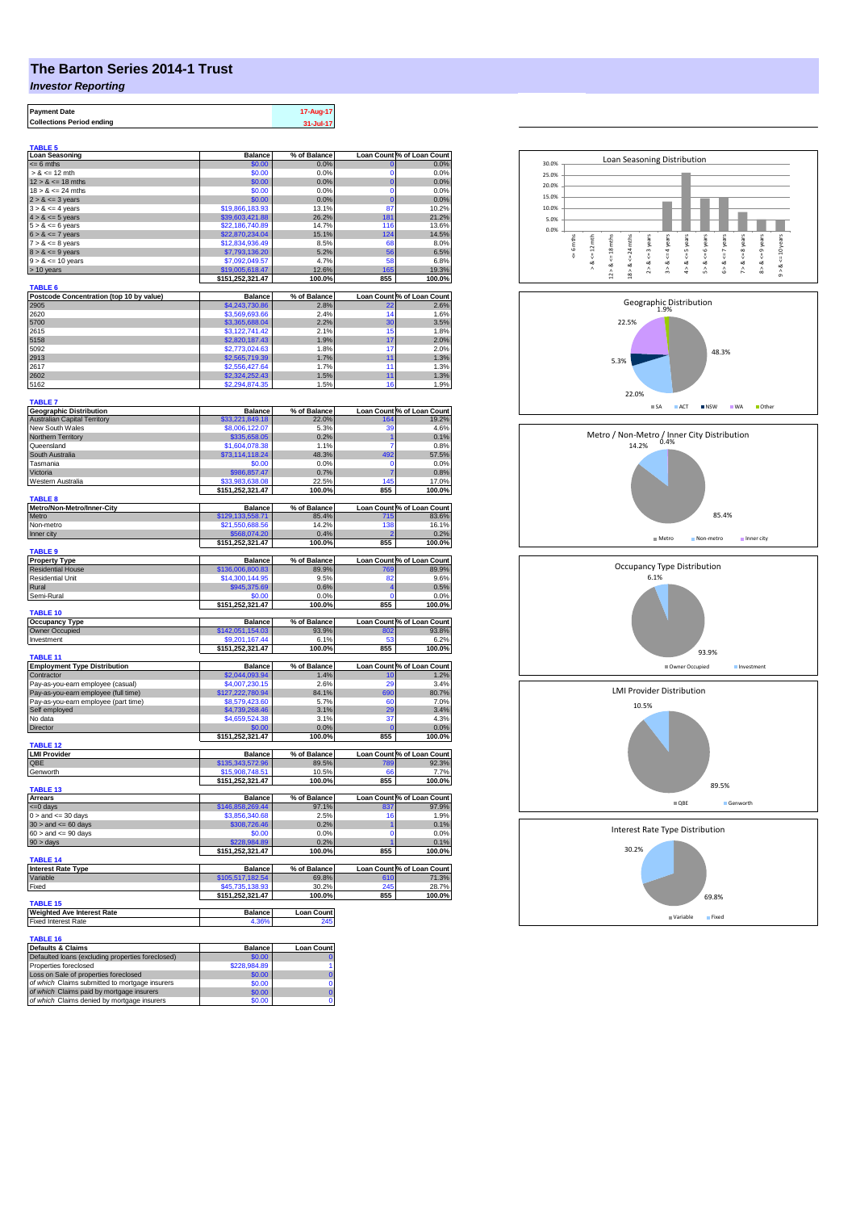# The Barton Series 2014-1 Trust

***Investor Reporting***

| | |
|---|---|
| **Payment Date** | 17-Aug-17 |
| **Collections Period ending** | 31-Jul-17 |

**TABLE 5**

| Loan Seasoning | Balance | % of Balance | Loan Count | % of Loan Count |
|---|---|---|---|---|
| <= 6 mths | $0.00 | 0.0% | 0 | 0.0% |
| > & <= 12 mth | $0.00 | 0.0% | 0 | 0.0% |
| 12 > & <= 18 mths | $0.00 | 0.0% | 0 | 0.0% |
| 18 > & <= 24 mths | $0.00 | 0.0% | 0 | 0.0% |
| 2 > & <= 3 years | $0.00 | 0.0% | 0 | 0.0% |
| 3 > & <= 4 years | $19,866,183.93 | 13.1% | 87 | 10.2% |
| 4 > & <= 5 years | $39,603,421.88 | 26.2% | 181 | 21.2% |
| 5 > & <= 6 years | $22,186,740.89 | 14.7% | 116 | 13.6% |
| 6 > & <= 7 years | $22,870,234.04 | 15.1% | 124 | 14.5% |
| 7 > & <= 8 years | $12,834,936.49 | 8.5% | 68 | 8.0% |
| 8 > & <= 9 years | $7,793,136.20 | 5.2% | 56 | 6.5% |
| 9 > & <= 10 years | $7,092,049.57 | 4.7% | 58 | 6.8% |
| > 10 years | $19,005,618.47 | 12.6% | 165 | 19.3% |
| | $151,252,321.47 | 100.0% | 855 | 100.0% |

**TABLE 6**

| Postcode Concentration (top 10 by value) | Balance | % of Balance | Loan Count | % of Loan Count |
|---|---|---|---|---|
| 2905 | $4,243,730.86 | 2.8% | 22 | 2.6% |
| 2620 | $3,569,693.66 | 2.4% | 14 | 1.6% |
| 5700 | $3,365,688.04 | 2.2% | 30 | 3.5% |
| 2615 | $3,122,741.42 | 2.1% | 15 | 1.8% |
| 5158 | $2,820,187.43 | 1.9% | 17 | 2.0% |
| 5092 | $2,773,024.63 | 1.8% | 17 | 2.0% |
| 2913 | $2,565,719.39 | 1.7% | 11 | 1.3% |
| 2617 | $2,556,427.64 | 1.7% | 11 | 1.3% |
| 2602 | $2,324,252.43 | 1.5% | 11 | 1.3% |
| 5162 | $2,294,874.35 | 1.5% | 16 | 1.9% |

**TABLE 7**

| Geographic Distribution | Balance | % of Balance | Loan Count | % of Loan Count |
|---|---|---|---|---|
| Australian Capital Territory | $33,221,849.18 | 22.0% | 164 | 19.2% |
| New South Wales | $8,006,122.07 | 5.3% | 39 | 4.6% |
| Northern Territory | $335,658.05 | 0.2% | 1 | 0.1% |
| Queensland | $1,604,078.38 | 1.1% | 7 | 0.8% |
| South Australia | $73,114,118.24 | 48.3% | 492 | 57.5% |
| Tasmania | $0.00 | 0.0% | 0 | 0.0% |
| Victoria | $986,857.47 | 0.7% | 7 | 0.8% |
| Western Australia | $33,983,638.08 | 22.5% | 145 | 17.0% |
| | $151,252,321.47 | 100.0% | 855 | 100.0% |

**TABLE 8**

| Metro/Non-Metro/Inner-City | Balance | % of Balance | Loan Count | % of Loan Count |
|---|---|---|---|---|
| Metro | $129,133,558.71 | 85.4% | 715 | 83.6% |
| Non-metro | $21,550,688.56 | 14.2% | 138 | 16.1% |
| Inner city | $568,074.20 | 0.4% | 2 | 0.2% |
| | $151,252,321.47 | 100.0% | 855 | 100.0% |

**TABLE 9**

| Property Type | Balance | % of Balance | Loan Count | % of Loan Count |
|---|---|---|---|---|
| Residential House | $136,006,800.83 | 89.9% | 769 | 89.9% |
| Residential Unit | $14,300,144.95 | 9.5% | 82 | 9.6% |
| Rural | $945,375.69 | 0.6% | 4 | 0.5% |
| Semi-Rural | $0.00 | 0.0% | 0 | 0.0% |
| | $151,252,321.47 | 100.0% | 855 | 100.0% |

**TABLE 10**

| Occupancy Type | Balance | % of Balance | Loan Count | % of Loan Count |
|---|---|---|---|---|
| Owner Occupied | $142,051,154.03 | 93.9% | 802 | 93.8% |
| Investment | $9,201,167.44 | 6.1% | 53 | 6.2% |
| | $151,252,321.47 | 100.0% | 855 | 100.0% |

**TABLE 11**

| Employment Type Distribution | Balance | % of Balance | Loan Count | % of Loan Count |
|---|---|---|---|---|
| Contractor | $2,044,093.94 | 1.4% | 10 | 1.2% |
| Pay-as-you-earn employee (casual) | $4,007,230.15 | 2.6% | 29 | 3.4% |
| Pay-as-you-earn employee (full time) | $127,222,780.94 | 84.1% | 690 | 80.7% |
| Pay-as-you-earn employee (part time) | $8,579,423.60 | 5.7% | 60 | 7.0% |
| Self employed | $4,739,268.46 | 3.1% | 29 | 3.4% |
| No data | $4,659,524.38 | 3.1% | 37 | 4.3% |
| Director | $0.00 | 0.0% | 0 | 0.0% |
| | $151,252,321.47 | 100.0% | 855 | 100.0% |

**TABLE 12**

| LMI Provider | Balance | % of Balance | Loan Count | % of Loan Count |
|---|---|---|---|---|
| QBE | $135,343,572.96 | 89.5% | 789 | 92.3% |
| Genworth | $15,908,748.51 | 10.5% | 66 | 7.7% |
| | $151,252,321.47 | 100.0% | 855 | 100.0% |

**TABLE 13**

| Arrears | Balance | % of Balance | Loan Count | % of Loan Count |
|---|---|---|---|---|
| <=0 days | $146,858,269.44 | 97.1% | 837 | 97.9% |
| 0 > and <= 30 days | $3,856,340.68 | 2.5% | 16 | 1.9% |
| 30 > and <= 60 days | $308,726.46 | 0.2% | 1 | 0.1% |
| 60 > and <= 90 days | $0.00 | 0.0% | 0 | 0.0% |
| 90 > days | $228,984.89 | 0.2% | 1 | 0.1% |
| | $151,252,321.47 | 100.0% | 855 | 100.0% |

**TABLE 14**

| Interest Rate Type | Balance | % of Balance | Loan Count | % of Loan Count |
|---|---|---|---|---|
| Variable | $105,517,182.54 | 69.8% | 610 | 71.3% |
| Fixed | $45,735,138.93 | 30.2% | 245 | 28.7% |
| | $151,252,321.47 | 100.0% | 855 | 100.0% |

**TABLE 15**

| Weighted Ave Interest Rate | Balance | Loan Count |
|---|---|---|
| Fixed Interest Rate | 4.36% | 245 |

**TABLE 16**

| Defaults & Claims | Balance | Loan Count |
|---|---|---|
| Defaulted loans (excluding properties foreclosed) | $0.00 | 0 |
| Properties foreclosed | $228,984.89 | 1 |
| Loss on Sale of properties foreclosed | $0.00 | 0 |
| *of which* Claims submitted to mortgage insurers | $0.00 | 0 |
| *of which* Claims paid by mortgage insurers | $0.00 | 0 |
| *of which* Claims denied by mortgage insurers | $0.00 | 0 |

Loan Seasoning Distribution
30.0%
25.0%
20.0%
15.0%
10.0%
5.0%
0.0%
<= 6 mths
> & <= 12 mth
12 > & <= 18 mths
18 > & <= 24 mths
2 > & <= 3 years
3 > & <= 4 years
4 > & <= 5 years
5 > & <= 6 years
6 > & <= 7 years
7 > & <= 8 years
8 > & <= 9 years
9 > & <= 10 years

Geographic Distribution
1.9%
22.5%
48.3%
5.3%
22.0%
SA ACT NSW WA Other

Metro / Non-Metro / Inner City Distribution
0.4%
14.2%
85.4%
Metro Non-metro Inner city

Occupancy Type Distribution
6.1%
93.9%
Owner Occupied Investment

LMI Provider Distribution
10.5%
89.5%
QBE Genworth

Interest Rate Type Distribution
30.2%
69.8%
Variable Fixed